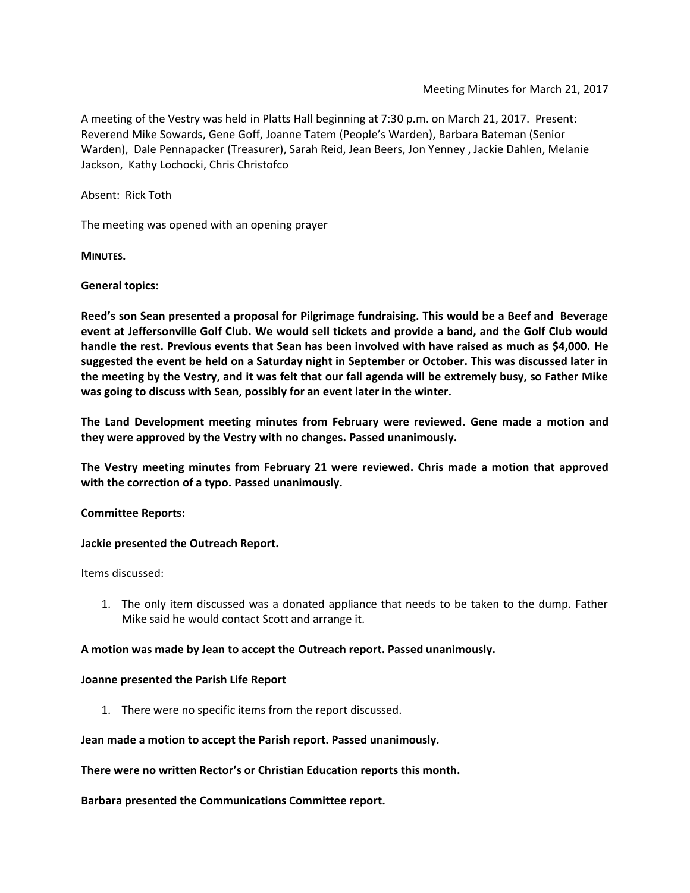Meeting Minutes for March 21, 2017

A meeting of the Vestry was held in Platts Hall beginning at 7:30 p.m. on March 21, 2017. Present: Reverend Mike Sowards, Gene Goff, Joanne Tatem (People's Warden), Barbara Bateman (Senior Warden), Dale Pennapacker (Treasurer), Sarah Reid, Jean Beers, Jon Yenney , Jackie Dahlen, Melanie Jackson, Kathy Lochocki, Chris Christofco

Absent: Rick Toth

The meeting was opened with an opening prayer

**MINUTES.**

**General topics:**

**Reed's son Sean presented a proposal for Pilgrimage fundraising. This would be a Beef and Beverage event at Jeffersonville Golf Club. We would sell tickets and provide a band, and the Golf Club would handle the rest. Previous events that Sean has been involved with have raised as much as $4,000. He suggested the event be held on a Saturday night in September or October. This was discussed later in the meeting by the Vestry, and it was felt that our fall agenda will be extremely busy, so Father Mike was going to discuss with Sean, possibly for an event later in the winter.**

**The Land Development meeting minutes from February were reviewed. Gene made a motion and they were approved by the Vestry with no changes. Passed unanimously.**

**The Vestry meeting minutes from February 21 were reviewed. Chris made a motion that approved with the correction of a typo. Passed unanimously.**

**Committee Reports:**

**Jackie presented the Outreach Report.**

Items discussed:

1. The only item discussed was a donated appliance that needs to be taken to the dump. Father Mike said he would contact Scott and arrange it.

**A motion was made by Jean to accept the Outreach report. Passed unanimously.**

**Joanne presented the Parish Life Report**

1. There were no specific items from the report discussed.

**Jean made a motion to accept the Parish report. Passed unanimously.**

**There were no written Rector's or Christian Education reports this month.**

**Barbara presented the Communications Committee report.**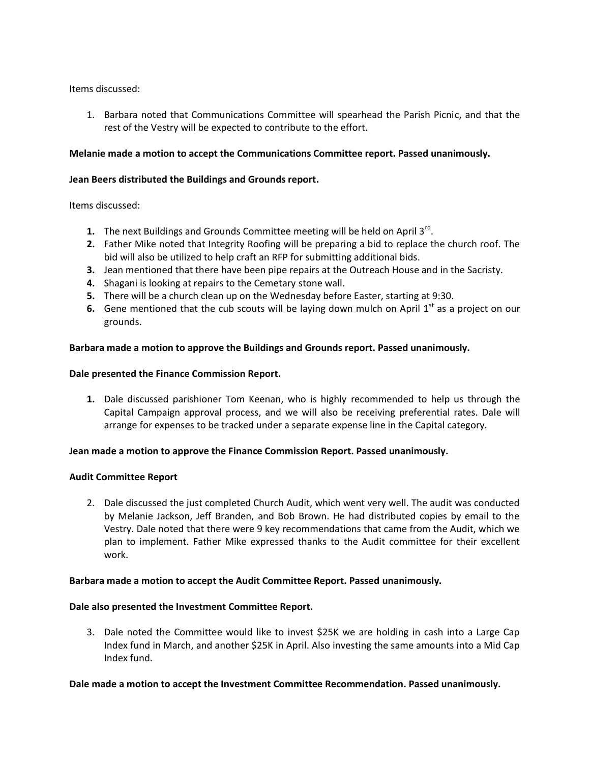Items discussed:

1. Barbara noted that Communications Committee will spearhead the Parish Picnic, and that the rest of the Vestry will be expected to contribute to the effort.

**Melanie made a motion to accept the Communications Committee report. Passed unanimously.**

**Jean Beers distributed the Buildings and Grounds report.**

Items discussed:

1. The next Buildings and Grounds Committee meeting will be held on April 3rd.
2. Father Mike noted that Integrity Roofing will be preparing a bid to replace the church roof. The bid will also be utilized to help craft an RFP for submitting additional bids.
3. Jean mentioned that there have been pipe repairs at the Outreach House and in the Sacristy.
4. Shagani is looking at repairs to the Cemetary stone wall.
5. There will be a church clean up on the Wednesday before Easter, starting at 9:30.
6. Gene mentioned that the cub scouts will be laying down mulch on April 1st as a project on our grounds.

**Barbara made a motion to approve the Buildings and Grounds report. Passed unanimously.**

**Dale presented the Finance Commission Report.**

1. Dale discussed parishioner Tom Keenan, who is highly recommended to help us through the Capital Campaign approval process, and we will also be receiving preferential rates. Dale will arrange for expenses to be tracked under a separate expense line in the Capital category.

**Jean made a motion to approve the Finance Commission Report. Passed unanimously.**

**Audit Committee Report**

2. Dale discussed the just completed Church Audit, which went very well. The audit was conducted by Melanie Jackson, Jeff Branden, and Bob Brown. He had distributed copies by email to the Vestry. Dale noted that there were 9 key recommendations that came from the Audit, which we plan to implement. Father Mike expressed thanks to the Audit committee for their excellent work.

**Barbara made a motion to accept the Audit Committee Report. Passed unanimously.**

**Dale also presented the Investment Committee Report.**

3. Dale noted the Committee would like to invest $25K we are holding in cash into a Large Cap Index fund in March, and another $25K in April. Also investing the same amounts into a Mid Cap Index fund.

**Dale made a motion to accept the Investment Committee Recommendation. Passed unanimously.**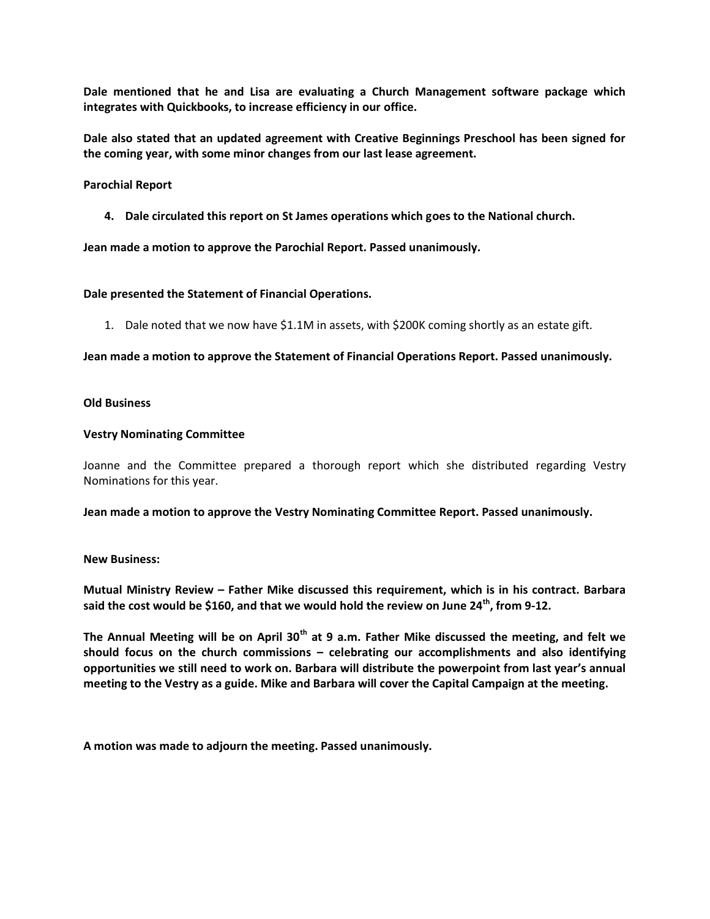**Dale mentioned that he and Lisa are evaluating a Church Management software package which integrates with Quickbooks, to increase efficiency in our office.**

**Dale also stated that an updated agreement with Creative Beginnings Preschool has been signed for the coming year, with some minor changes from our last lease agreement.**

**Parochial Report**

4. **Dale circulated this report on St James operations which goes to the National church.**

**Jean made a motion to approve the Parochial Report. Passed unanimously.**

**Dale presented the Statement of Financial Operations.**

1. Dale noted that we now have $1.1M in assets, with $200K coming shortly as an estate gift.

**Jean made a motion to approve the Statement of Financial Operations Report. Passed unanimously.**

**Old Business**

**Vestry Nominating Committee**

Joanne and the Committee prepared a thorough report which she distributed regarding Vestry Nominations for this year.

**Jean made a motion to approve the Vestry Nominating Committee Report. Passed unanimously.**

**New Business:**

**Mutual Ministry Review – Father Mike discussed this requirement, which is in his contract. Barbara said the cost would be $160, and that we would hold the review on June 24th, from 9-12.**

**The Annual Meeting will be on April 30th at 9 a.m. Father Mike discussed the meeting, and felt we should focus on the church commissions – celebrating our accomplishments and also identifying opportunities we still need to work on. Barbara will distribute the powerpoint from last year's annual meeting to the Vestry as a guide. Mike and Barbara will cover the Capital Campaign at the meeting.**

**A motion was made to adjourn the meeting. Passed unanimously.**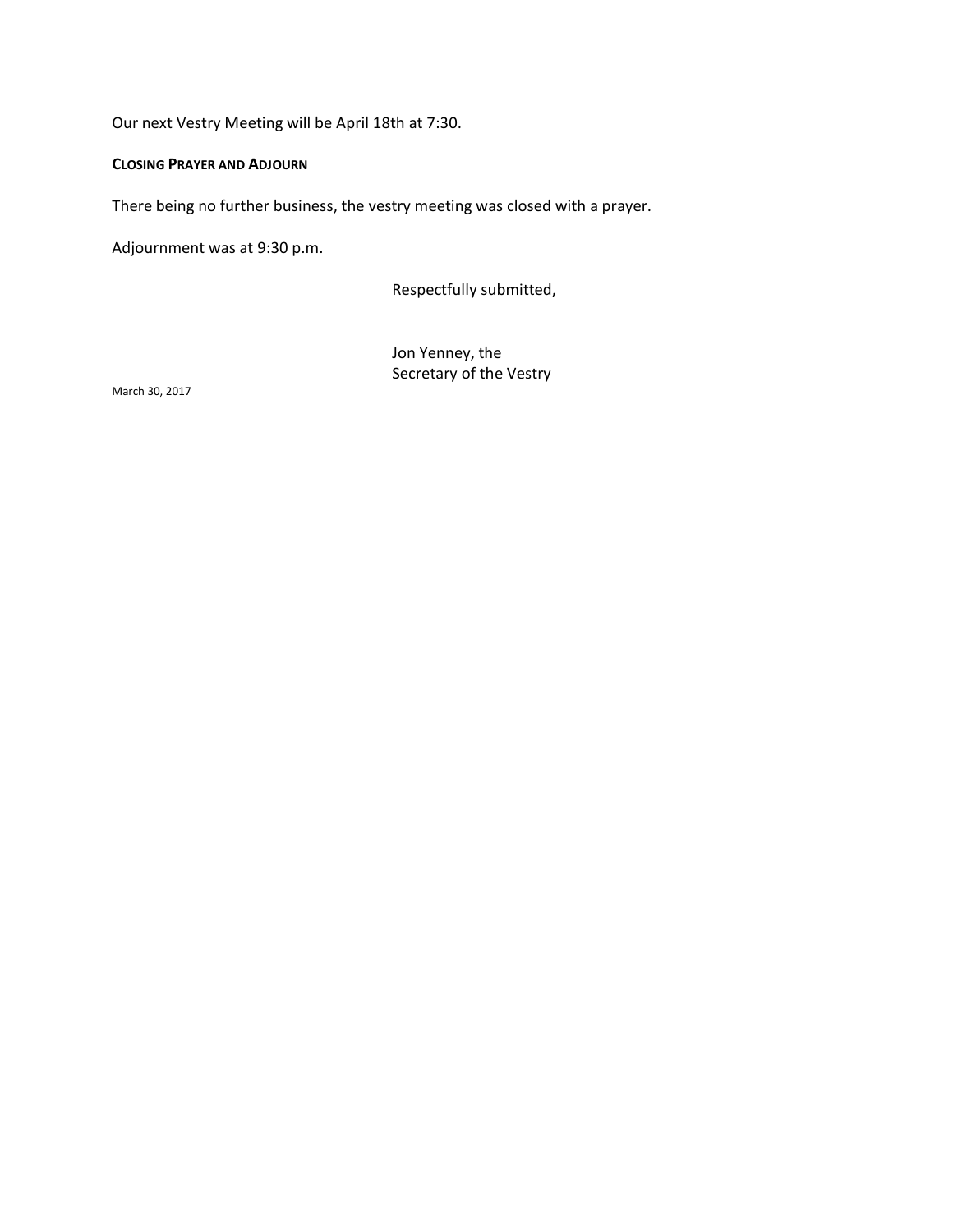Our next Vestry Meeting will be April 18th at 7:30.

**CLOSING PRAYER AND ADJOURN**

There being no further business, the vestry meeting was closed with a prayer.

Adjournment was at 9:30 p.m.

Respectfully submitted,

Jon Yenney, the
Secretary of the Vestry

March 30, 2017